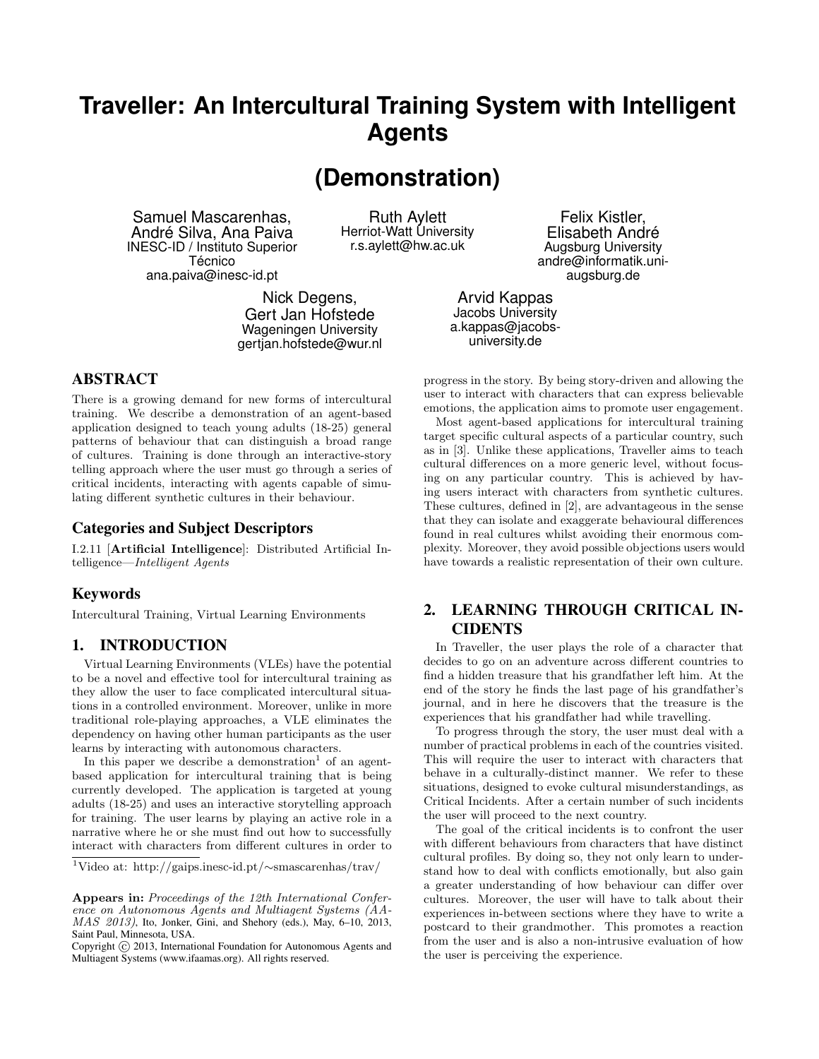# Traveller: An Intercultural Training System with Intelligent Agents

## (Demonstration)

Samuel Mascarenhas, André Silva, Ana Paiva
INESC-ID / Instituto Superior Técnico
ana.paiva@inesc-id.pt

Ruth Aylett
Herriot-Watt University
r.s.aylett@hw.ac.uk

Felix Kistler, Elisabeth André
Augsburg University
andre@informatik.uni-augsburg.de

Nick Degens, Gert Jan Hofstede
Wageningen University
gertjan.hofstede@wur.nl

Arvid Kappas
Jacobs University
a.kappas@jacobs-university.de

## ABSTRACT

There is a growing demand for new forms of intercultural training. We describe a demonstration of an agent-based application designed to teach young adults (18-25) general patterns of behaviour that can distinguish a broad range of cultures. Training is done through an interactive-story telling approach where the user must go through a series of critical incidents, interacting with agents capable of simulating different synthetic cultures in their behaviour.

### Categories and Subject Descriptors

I.2.11 [**Artificial Intelligence**]: Distributed Artificial Intelligence—*Intelligent Agents*

### Keywords

Intercultural Training, Virtual Learning Environments

## 1. INTRODUCTION

Virtual Learning Environments (VLEs) have the potential to be a novel and effective tool for intercultural training as they allow the user to face complicated intercultural situations in a controlled environment. Moreover, unlike in more traditional role-playing approaches, a VLE eliminates the dependency on having other human participants as the user learns by interacting with autonomous characters.

In this paper we describe a demonstration[1] of an agent-based application for intercultural training that is being currently developed. The application is targeted at young adults (18-25) and uses an interactive storytelling approach for training. The user learns by playing an active role in a narrative where he or she must find out how to successfully interact with characters from different cultures in order to progress in the story. By being story-driven and allowing the user to interact with characters that can express believable emotions, the application aims to promote user engagement.

Most agent-based applications for intercultural training target specific cultural aspects of a particular country, such as in [3]. Unlike these applications, Traveller aims to teach cultural differences on a more generic level, without focusing on any particular country. This is achieved by having users interact with characters from synthetic cultures. These cultures, defined in [2], are advantageous in the sense that they can isolate and exaggerate behavioural differences found in real cultures whilst avoiding their enormous complexity. Moreover, they avoid possible objections users would have towards a realistic representation of their own culture.

## 2. LEARNING THROUGH CRITICAL INCIDENTS

In Traveller, the user plays the role of a character that decides to go on an adventure across different countries to find a hidden treasure that his grandfather left him. At the end of the story he finds the last page of his grandfather's journal, and in here he discovers that the treasure is the experiences that his grandfather had while travelling.

To progress through the story, the user must deal with a number of practical problems in each of the countries visited. This will require the user to interact with characters that behave in a culturally-distinct manner. We refer to these situations, designed to evoke cultural misunderstandings, as Critical Incidents. After a certain number of such incidents the user will proceed to the next country.

The goal of the critical incidents is to confront the user with different behaviours from characters that have distinct cultural profiles. By doing so, they not only learn to understand how to deal with conflicts emotionally, but also gain a greater understanding of how behaviour can differ over cultures. Moreover, the user will have to talk about their experiences in-between sections where they have to write a postcard to their grandmother. This promotes a reaction from the user and is also a non-intrusive evaluation of how the user is perceiving the experience.

[1]Video at: http://gaips.inesc-id.pt/∼smascarenhas/trav/

**Appears in:** *Proceedings of the 12th International Conference on Autonomous Agents and Multiagent Systems (AAMAS 2013)*, Ito, Jonker, Gini, and Shehory (eds.), May, 6–10, 2013, Saint Paul, Minnesota, USA.
Copyright © 2013, International Foundation for Autonomous Agents and Multiagent Systems (www.ifaamas.org). All rights reserved.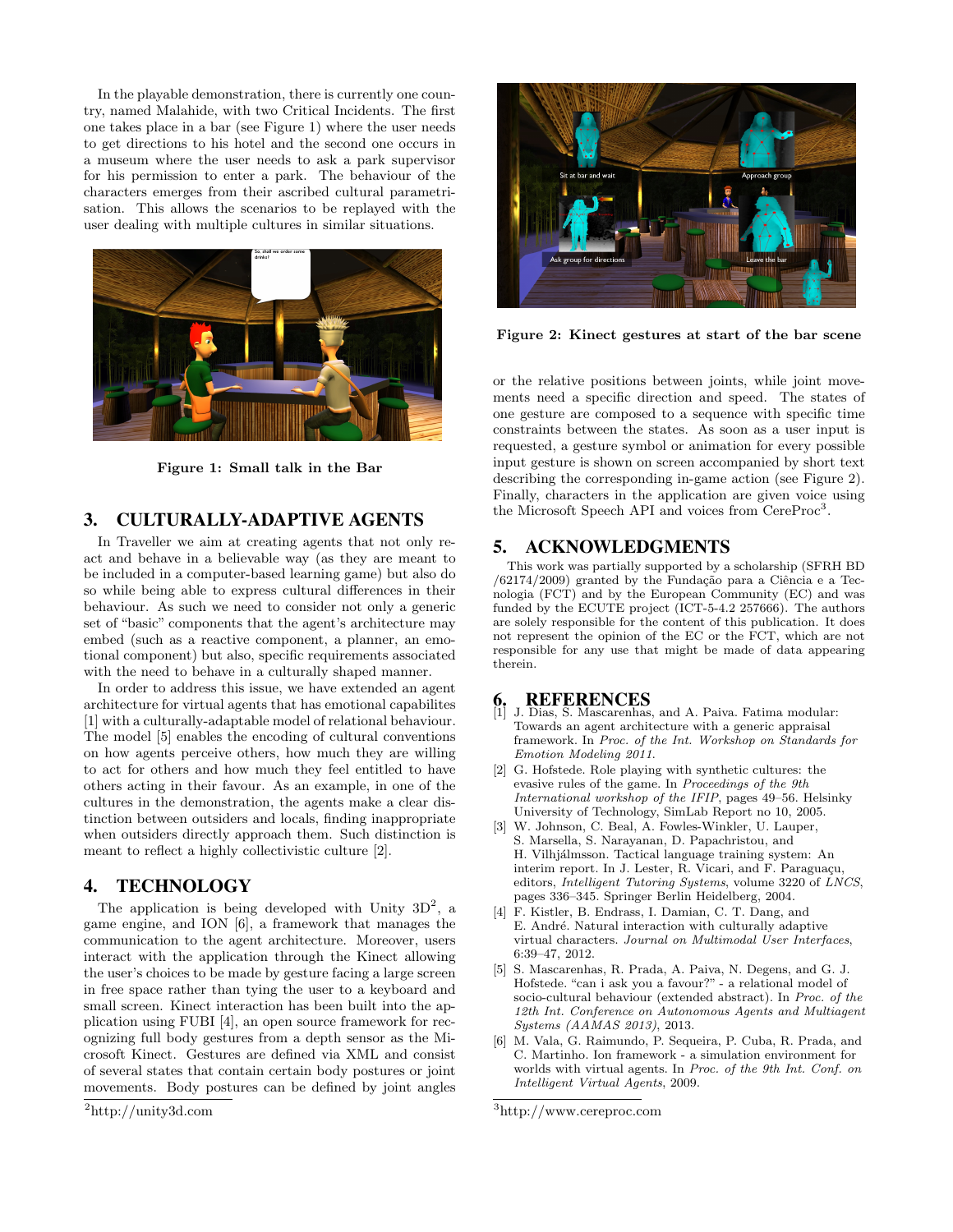In the playable demonstration, there is currently one country, named Malahide, with two Critical Incidents. The first one takes place in a bar (see Figure 1) where the user needs to get directions to his hotel and the second one occurs in a museum where the user needs to ask a park supervisor for his permission to enter a park. The behaviour of the characters emerges from their ascribed cultural parametrisation. This allows the scenarios to be replayed with the user dealing with multiple cultures in similar situations.

**Figure 1: Small talk in the Bar**

## 3. CULTURALLY-ADAPTIVE AGENTS

In Traveller we aim at creating agents that not only react and behave in a believable way (as they are meant to be included in a computer-based learning game) but also do so while being able to express cultural differences in their behaviour. As such we need to consider not only a generic set of "basic" components that the agent's architecture may embed (such as a reactive component, a planner, an emotional component) but also, specific requirements associated with the need to behave in a culturally shaped manner.

In order to address this issue, we have extended an agent architecture for virtual agents that has emotional capabilites [1] with a culturally-adaptable model of relational behaviour. The model [5] enables the encoding of cultural conventions on how agents perceive others, how much they are willing to act for others and how much they feel entitled to have others acting in their favour. As an example, in one of the cultures in the demonstration, the agents make a clear distinction between outsiders and locals, finding inappropriate when outsiders directly approach them. Such distinction is meant to reflect a highly collectivistic culture [2].

## 4. TECHNOLOGY

The application is being developed with Unity 3D[2], a game engine, and ION [6], a framework that manages the communication to the agent architecture. Moreover, users interact with the application through the Kinect allowing the user's choices to be made by gesture facing a large screen in free space rather than tying the user to a keyboard and small screen. Kinect interaction has been built into the application using FUBI [4], an open source framework for recognizing full body gestures from a depth sensor as the Microsoft Kinect. Gestures are defined via XML and consist of several states that contain certain body postures or joint movements. Body postures can be defined by joint angles or the relative positions between joints, while joint movements need a specific direction and speed. The states of one gesture are composed to a sequence with specific time constraints between the states. As soon as a user input is requested, a gesture symbol or animation for every possible input gesture is shown on screen accompanied by short text describing the corresponding in-game action (see Figure 2). Finally, characters in the application are given voice using the Microsoft Speech API and voices from CereProc[3].

[2]http://unity3d.com

**Figure 2: Kinect gestures at start of the bar scene**

## 5. ACKNOWLEDGMENTS

This work was partially supported by a scholarship (SFRH BD /62174/2009) granted by the Fundação para a Ciência e a Tecnologia (FCT) and by the European Community (EC) and was funded by the ECUTE project (ICT-5-4.2 257666). The authors are solely responsible for the content of this publication. It does not represent the opinion of the EC or the FCT, which are not responsible for any use that might be made of data appearing therein.

## 6. REFERENCES

[1] J. Dias, S. Mascarenhas, and A. Paiva. Fatima modular: Towards an agent architecture with a generic appraisal framework. In *Proc. of the Int. Workshop on Standards for Emotion Modeling 2011*.

[2] G. Hofstede. Role playing with synthetic cultures: the evasive rules of the game. In *Proceedings of the 9th International workshop of the IFIP*, pages 49–56. Helsinky University of Technology, SimLab Report no 10, 2005.

[3] W. Johnson, C. Beal, A. Fowles-Winkler, U. Lauper, S. Marsella, S. Narayanan, D. Papachristou, and H. Vilhjálmsson. Tactical language training system: An interim report. In J. Lester, R. Vicari, and F. Paraguaçu, editors, *Intelligent Tutoring Systems*, volume 3220 of *LNCS*, pages 336–345. Springer Berlin Heidelberg, 2004.

[4] F. Kistler, B. Endrass, I. Damian, C. T. Dang, and E. André. Natural interaction with culturally adaptive virtual characters. *Journal on Multimodal User Interfaces*, 6:39–47, 2012.

[5] S. Mascarenhas, R. Prada, A. Paiva, N. Degens, and G. J. Hofstede. "can i ask you a favour?" - a relational model of socio-cultural behaviour (extended abstract). In *Proc. of the 12th Int. Conference on Autonomous Agents and Multiagent Systems (AAMAS 2013)*, 2013.

[6] M. Vala, G. Raimundo, P. Sequeira, P. Cuba, R. Prada, and C. Martinho. Ion framework - a simulation environment for worlds with virtual agents. In *Proc. of the 9th Int. Conf. on Intelligent Virtual Agents*, 2009.

[3]http://www.cereproc.com